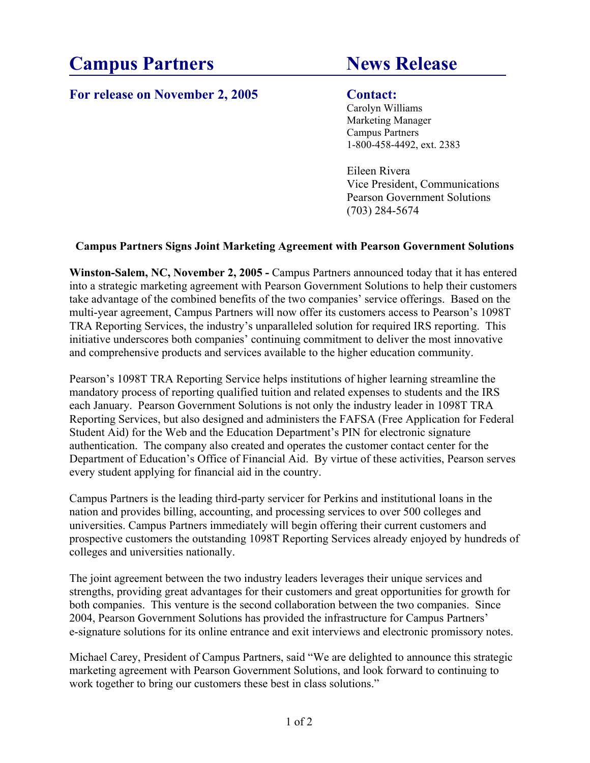# Campus Partners News Release

**For release on November 2, 2005**

**Contact:**

Carolyn Williams
Marketing Manager
Campus Partners
1-800-458-4492, ext. 2383

Eileen Rivera
Vice President, Communications
Pearson Government Solutions
(703) 284-5674

**Campus Partners Signs Joint Marketing Agreement with Pearson Government Solutions**

**Winston-Salem, NC, November 2, 2005 -** Campus Partners announced today that it has entered into a strategic marketing agreement with Pearson Government Solutions to help their customers take advantage of the combined benefits of the two companies' service offerings. Based on the multi-year agreement, Campus Partners will now offer its customers access to Pearson's 1098T TRA Reporting Services, the industry's unparalleled solution for required IRS reporting. This initiative underscores both companies' continuing commitment to deliver the most innovative and comprehensive products and services available to the higher education community.

Pearson's 1098T TRA Reporting Service helps institutions of higher learning streamline the mandatory process of reporting qualified tuition and related expenses to students and the IRS each January. Pearson Government Solutions is not only the industry leader in 1098T TRA Reporting Services, but also designed and administers the FAFSA (Free Application for Federal Student Aid) for the Web and the Education Department's PIN for electronic signature authentication. The company also created and operates the customer contact center for the Department of Education's Office of Financial Aid. By virtue of these activities, Pearson serves every student applying for financial aid in the country.

Campus Partners is the leading third-party servicer for Perkins and institutional loans in the nation and provides billing, accounting, and processing services to over 500 colleges and universities. Campus Partners immediately will begin offering their current customers and prospective customers the outstanding 1098T Reporting Services already enjoyed by hundreds of colleges and universities nationally.

The joint agreement between the two industry leaders leverages their unique services and strengths, providing great advantages for their customers and great opportunities for growth for both companies. This venture is the second collaboration between the two companies. Since 2004, Pearson Government Solutions has provided the infrastructure for Campus Partners' e-signature solutions for its online entrance and exit interviews and electronic promissory notes.

Michael Carey, President of Campus Partners, said "We are delighted to announce this strategic marketing agreement with Pearson Government Solutions, and look forward to continuing to work together to bring our customers these best in class solutions."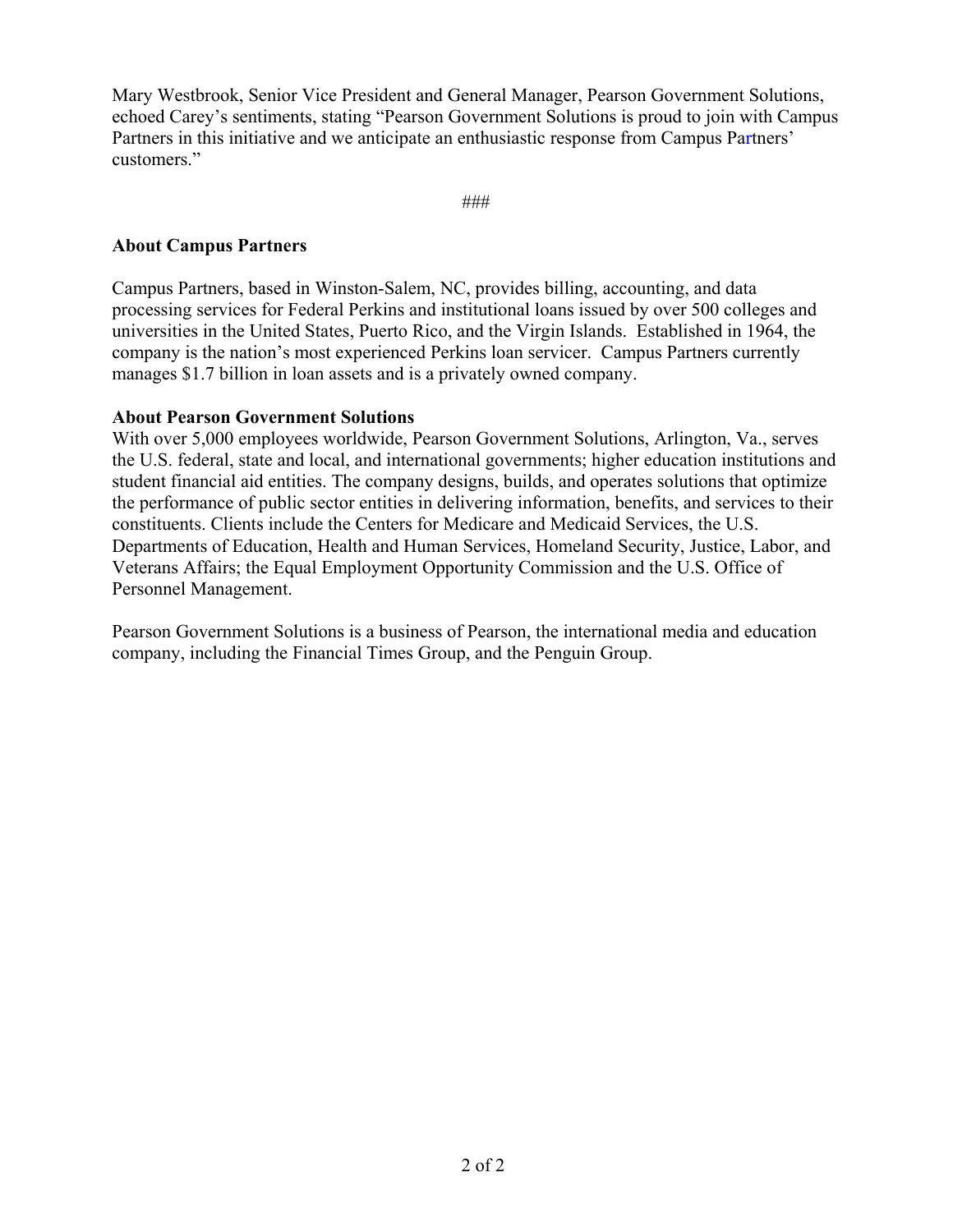Mary Westbrook, Senior Vice President and General Manager, Pearson Government Solutions, echoed Carey's sentiments, stating "Pearson Government Solutions is proud to join with Campus Partners in this initiative and we anticipate an enthusiastic response from Campus Partners' customers."

###

**About Campus Partners**

Campus Partners, based in Winston-Salem, NC, provides billing, accounting, and data processing services for Federal Perkins and institutional loans issued by over 500 colleges and universities in the United States, Puerto Rico, and the Virgin Islands. Established in 1964, the company is the nation's most experienced Perkins loan servicer. Campus Partners currently manages $1.7 billion in loan assets and is a privately owned company.

**About Pearson Government Solutions**

With over 5,000 employees worldwide, Pearson Government Solutions, Arlington, Va., serves the U.S. federal, state and local, and international governments; higher education institutions and student financial aid entities. The company designs, builds, and operates solutions that optimize the performance of public sector entities in delivering information, benefits, and services to their constituents. Clients include the Centers for Medicare and Medicaid Services, the U.S. Departments of Education, Health and Human Services, Homeland Security, Justice, Labor, and Veterans Affairs; the Equal Employment Opportunity Commission and the U.S. Office of Personnel Management.

Pearson Government Solutions is a business of Pearson, the international media and education company, including the Financial Times Group, and the Penguin Group.